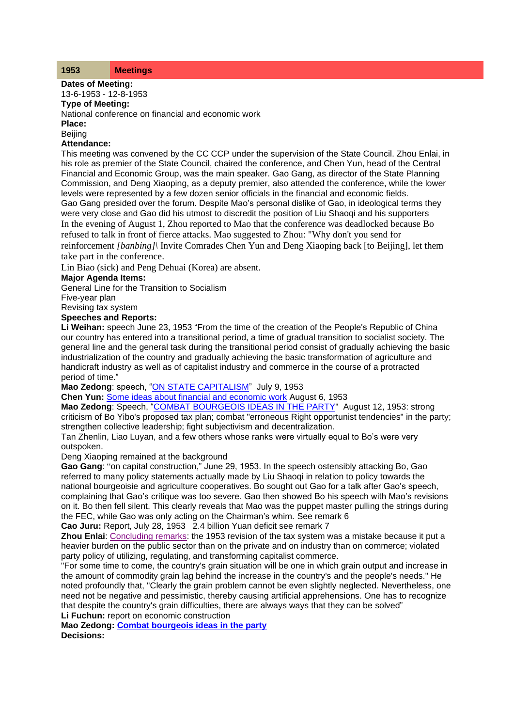| 1953 | Meetings |
|---|---|

**Dates of Meeting:**
13-6-1953 - 12-8-1953

**Type of Meeting:**
National conference on financial and economic work

**Place:**
Beijing

**Attendance:**
This meeting was convened by the CC CCP under the supervision of the State Council. Zhou Enlai, in his role as premier of the State Council, chaired the conference, and Chen Yun, head of the Central Financial and Economic Group, was the main speaker. Gao Gang, as director of the State Planning Commission, and Deng Xiaoping, as a deputy premier, also attended the conference, while the lower levels were represented by a few dozen senior officials in the financial and economic fields.
Gao Gang presided over the forum. Despite Mao's personal dislike of Gao, in ideological terms they were very close and Gao did his utmost to discredit the position of Liu Shaoqi and his supporters
In the evening of August 1, Zhou reported to Mao that the conference was deadlocked because Bo refused to talk in front of fierce attacks. Mao suggested to Zhou: "Why don't you send for reinforcement *[banbing]*\ Invite Comrades Chen Yun and Deng Xiaoping back [to Beijing], let them take part in the conference.
Lin Biao (sick) and Peng Dehuai (Korea) are absent.

**Major Agenda Items:**
General Line for the Transition to Socialism
Five-year plan
Revising tax system

**Speeches and Reports:**
**Li Weihan:** speech June 23, 1953 "From the time of the creation of the People's Republic of China our country has entered into a transitional period, a time of gradual transition to socialist society. The general line and the general task during the transitional period consist of gradually achieving the basic industrialization of the country and gradually achieving the basic transformation of agriculture and handicraft industry as well as of capitalist industry and commerce in the course of a protracted period of time."
**Mao Zedong**: speech, "ON STATE CAPITALISM" July 9, 1953
**Chen Yun:** Some ideas about financial and economic work August 6, 1953
**Mao Zedong**: Speech, "COMBAT BOURGEOIS IDEAS IN THE PARTY" August 12, 1953: strong criticism of Bo Yibo's proposed tax plan; combat "erroneous Right opportunist tendencies" in the party; strengthen collective leadership; fight subjectivism and decentralization.
Tan Zhenlin, Liao Luyan, and a few others whose ranks were virtually equal to Bo's were very outspoken.
Deng Xiaoping remained at the background
**Gao Gang**: "on capital construction," June 29, 1953. In the speech ostensibly attacking Bo, Gao referred to many policy statements actually made by Liu Shaoqi in relation to policy towards the national bourgeoisie and agriculture cooperatives. Bo sought out Gao for a talk after Gao's speech, complaining that Gao's critique was too severe. Gao then showed Bo his speech with Mao's revisions on it. Bo then fell silent. This clearly reveals that Mao was the puppet master pulling the strings during the FEC, while Gao was only acting on the Chairman's whim. See remark 6
**Cao Juru:** Report, July 28, 1953 2.4 billion Yuan deficit see remark 7
**Zhou Enlai**: Concluding remarks: the 1953 revision of the tax system was a mistake because it put a heavier burden on the public sector than on the private and on industry than on commerce; violated party policy of utilizing, regulating, and transforming capitalist commerce.
"For some time to come, the country's grain situation will be one in which grain output and increase in the amount of commodity grain lag behind the increase in the country's and the people's needs." He noted profoundly that, "Clearly the grain problem cannot be even slightly neglected. Nevertheless, one need not be negative and pessimistic, thereby causing artificial apprehensions. One has to recognize that despite the country's grain difficulties, there are always ways that they can be solved"
**Li Fuchun:** report on economic construction
**Mao Zedong: Combat bourgeois ideas in the party**

**Decisions:**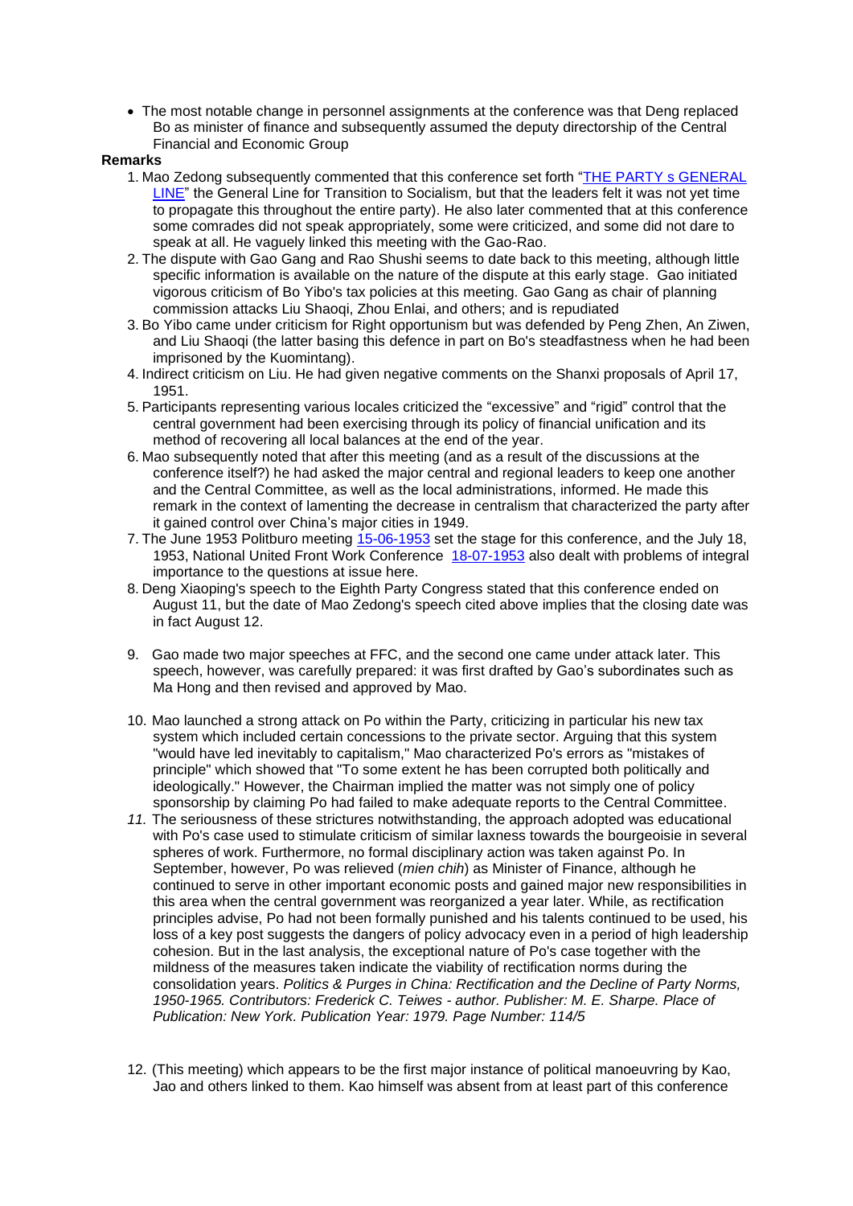- The most notable change in personnel assignments at the conference was that Deng replaced Bo as minister of finance and subsequently assumed the deputy directorship of the Central Financial and Economic Group

**Remarks**

1. Mao Zedong subsequently commented that this conference set forth "THE PARTY s GENERAL LINE" the General Line for Transition to Socialism, but that the leaders felt it was not yet time to propagate this throughout the entire party). He also later commented that at this conference some comrades did not speak appropriately, some were criticized, and some did not dare to speak at all. He vaguely linked this meeting with the Gao-Rao.
2. The dispute with Gao Gang and Rao Shushi seems to date back to this meeting, although little specific information is available on the nature of the dispute at this early stage. Gao initiated vigorous criticism of Bo Yibo's tax policies at this meeting. Gao Gang as chair of planning commission attacks Liu Shaoqi, Zhou Enlai, and others; and is repudiated
3. Bo Yibo came under criticism for Right opportunism but was defended by Peng Zhen, An Ziwen, and Liu Shaoqi (the latter basing this defence in part on Bo's steadfastness when he had been imprisoned by the Kuomintang).
4. Indirect criticism on Liu. He had given negative comments on the Shanxi proposals of April 17, 1951.
5. Participants representing various locales criticized the "excessive" and "rigid" control that the central government had been exercising through its policy of financial unification and its method of recovering all local balances at the end of the year.
6. Mao subsequently noted that after this meeting (and as a result of the discussions at the conference itself?) he had asked the major central and regional leaders to keep one another and the Central Committee, as well as the local administrations, informed. He made this remark in the context of lamenting the decrease in centralism that characterized the party after it gained control over China's major cities in 1949.
7. The June 1953 Politburo meeting 15-06-1953 set the stage for this conference, and the July 18, 1953, National United Front Work Conference 18-07-1953 also dealt with problems of integral importance to the questions at issue here.
8. Deng Xiaoping's speech to the Eighth Party Congress stated that this conference ended on August 11, but the date of Mao Zedong's speech cited above implies that the closing date was in fact August 12.
9. Gao made two major speeches at FFC, and the second one came under attack later. This speech, however, was carefully prepared: it was first drafted by Gao's subordinates such as Ma Hong and then revised and approved by Mao.
10. Mao launched a strong attack on Po within the Party, criticizing in particular his new tax system which included certain concessions to the private sector. Arguing that this system "would have led inevitably to capitalism," Mao characterized Po's errors as "mistakes of principle" which showed that "To some extent he has been corrupted both politically and ideologically." However, the Chairman implied the matter was not simply one of policy sponsorship by claiming Po had failed to make adequate reports to the Central Committee.
11. The seriousness of these strictures notwithstanding, the approach adopted was educational with Po's case used to stimulate criticism of similar laxness towards the bourgeoisie in several spheres of work. Furthermore, no formal disciplinary action was taken against Po. In September, however, Po was relieved (*mien chih*) as Minister of Finance, although he continued to serve in other important economic posts and gained major new responsibilities in this area when the central government was reorganized a year later. While, as rectification principles advise, Po had not been formally punished and his talents continued to be used, his loss of a key post suggests the dangers of policy advocacy even in a period of high leadership cohesion. But in the last analysis, the exceptional nature of Po's case together with the mildness of the measures taken indicate the viability of rectification norms during the consolidation years. *Politics & Purges in China: Rectification and the Decline of Party Norms, 1950-1965. Contributors: Frederick C. Teiwes - author. Publisher: M. E. Sharpe. Place of Publication: New York. Publication Year: 1979. Page Number: 114/5*
12. (This meeting) which appears to be the first major instance of political manoeuvring by Kao, Jao and others linked to them. Kao himself was absent from at least part of this conference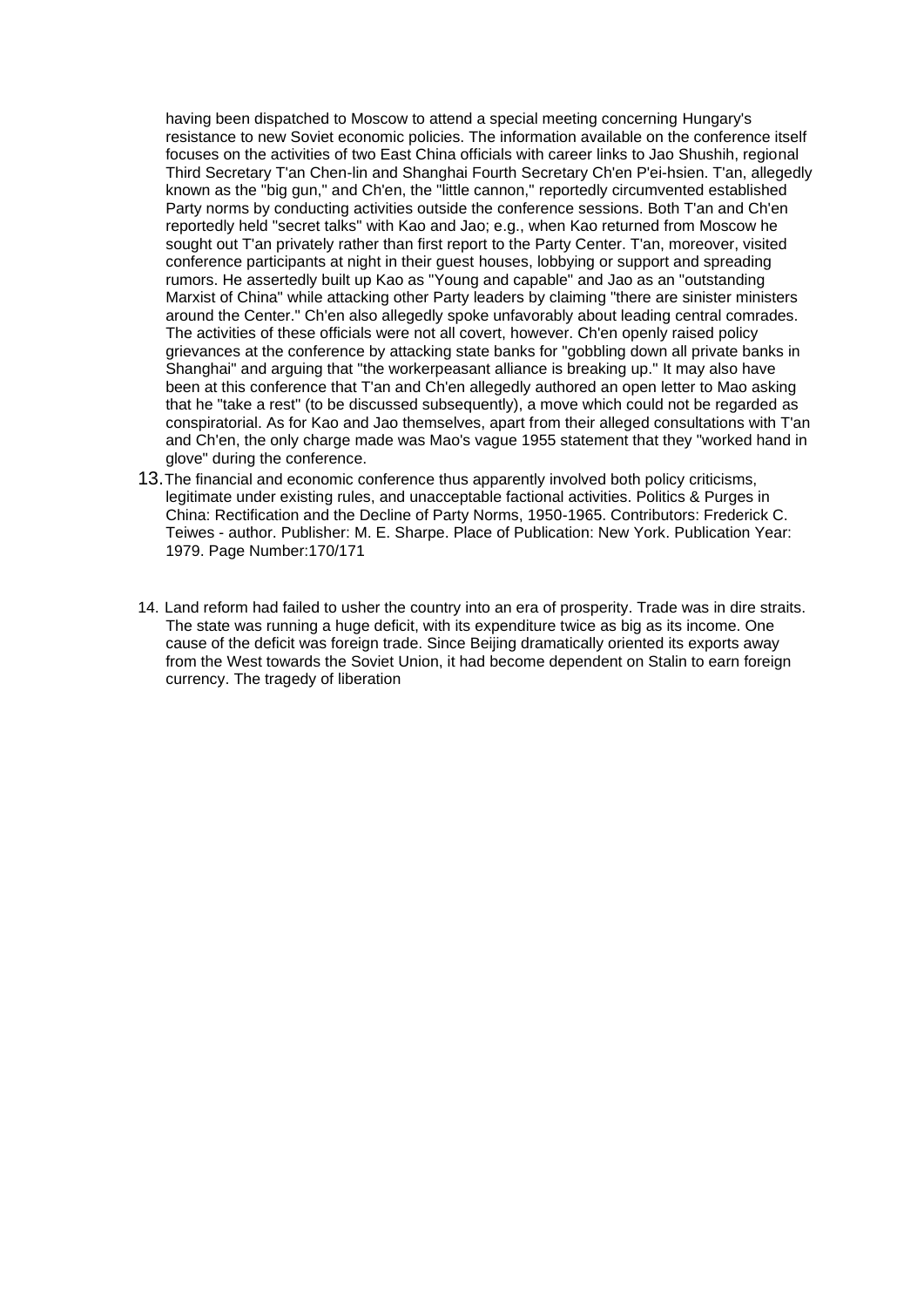having been dispatched to Moscow to attend a special meeting concerning Hungary's resistance to new Soviet economic policies. The information available on the conference itself focuses on the activities of two East China officials with career links to Jao Shushih, regional Third Secretary T'an Chen-lin and Shanghai Fourth Secretary Ch'en P'ei-hsien. T'an, allegedly known as the "big gun," and Ch'en, the "little cannon," reportedly circumvented established Party norms by conducting activities outside the conference sessions. Both T'an and Ch'en reportedly held "secret talks" with Kao and Jao; e.g., when Kao returned from Moscow he sought out T'an privately rather than first report to the Party Center. T'an, moreover, visited conference participants at night in their guest houses, lobbying or support and spreading rumors. He assertedly built up Kao as "Young and capable" and Jao as an "outstanding Marxist of China" while attacking other Party leaders by claiming "there are sinister ministers around the Center." Ch'en also allegedly spoke unfavorably about leading central comrades. The activities of these officials were not all covert, however. Ch'en openly raised policy grievances at the conference by attacking state banks for "gobbling down all private banks in Shanghai" and arguing that "the workerpeasant alliance is breaking up." It may also have been at this conference that T'an and Ch'en allegedly authored an open letter to Mao asking that he "take a rest" (to be discussed subsequently), a move which could not be regarded as conspiratorial. As for Kao and Jao themselves, apart from their alleged consultations with T'an and Ch'en, the only charge made was Mao's vague 1955 statement that they "worked hand in glove" during the conference.

13. The financial and economic conference thus apparently involved both policy criticisms, legitimate under existing rules, and unacceptable factional activities. Politics & Purges in China: Rectification and the Decline of Party Norms, 1950-1965. Contributors: Frederick C. Teiwes - author. Publisher: M. E. Sharpe. Place of Publication: New York. Publication Year: 1979. Page Number:170/171

14. Land reform had failed to usher the country into an era of prosperity. Trade was in dire straits. The state was running a huge deficit, with its expenditure twice as big as its income. One cause of the deficit was foreign trade. Since Beijing dramatically oriented its exports away from the West towards the Soviet Union, it had become dependent on Stalin to earn foreign currency. The tragedy of liberation